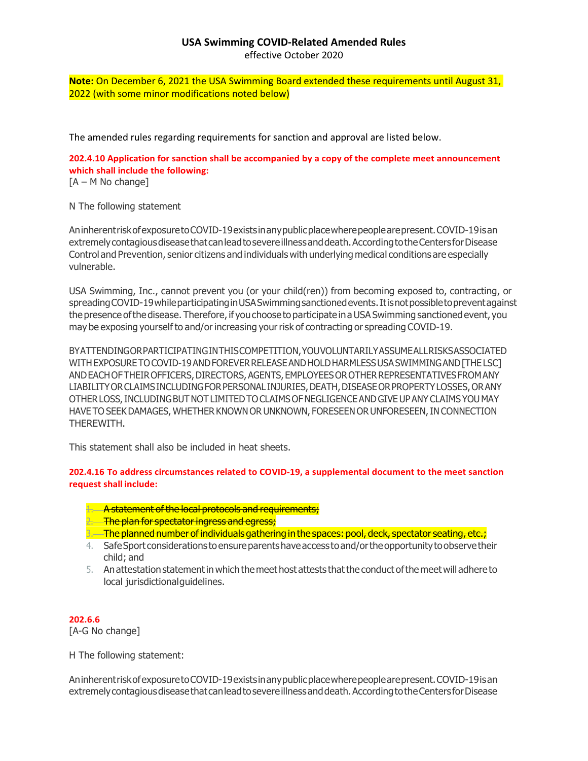# USA Swimming COVID-Related Amended Rules

effective October 2020

**Note:** On December 6, 2021 the USA Swimming Board extended these requirements until August 31, 2022 (with some minor modifications noted below)

The amended rules regarding requirements for sanction and approval are listed below.

**202.4.10 Application for sanction shall be accompanied by a copy of the complete meet announcement which shall include the following:**

[A – M No change]

N The following statement

An inherent risk of exposure to COVID-19 exists in any public place where people are present. COVID-19 is an extremely contagious disease that can lead to severe illness and death. According to the Centers for Disease Control and Prevention, senior citizens and individuals with underlying medical conditions are especially vulnerable.

USA Swimming, Inc., cannot prevent you (or your child(ren)) from becoming exposed to, contracting, or spreading COVID-19 while participating in USA Swimming sanctioned events. It is not possible to prevent against the presence of the disease. Therefore, if you choose to participate in a USA Swimming sanctioned event, you may be exposing yourself to and/or increasing your risk of contracting or spreading COVID-19.

BY ATTENDING OR PARTICIPATING IN THIS COMPETITION, YOU VOLUNTARILY ASSUME ALL RISKS ASSOCIATED WITH EXPOSURE TO COVID-19 AND FOREVER RELEASE AND HOLD HARMLESS USA SWIMMING AND [THE LSC] AND EACH OF THEIR OFFICERS, DIRECTORS, AGENTS, EMPLOYEES OR OTHER REPRESENTATIVES FROM ANY LIABILITY OR CLAIMS INCLUDING FOR PERSONAL INJURIES, DEATH, DISEASE OR PROPERTY LOSSES, OR ANY OTHER LOSS, INCLUDING BUT NOT LIMITED TO CLAIMS OF NEGLIGENCE AND GIVE UP ANY CLAIMS YOU MAY HAVE TO SEEK DAMAGES, WHETHER KNOWN OR UNKNOWN, FORESEEN OR UNFORESEEN, IN CONNECTION THEREWITH.

This statement shall also be included in heat sheets.

**202.4.16 To address circumstances related to COVID-19, a supplemental document to the meet sanction request shall include:**

1. ~~A statement of the local protocols and requirements;~~
2. ~~The plan for spectator ingress and egress;~~
3. ~~The planned number of individuals gathering in the spaces: pool, deck, spectator seating, etc.;~~
4. Safe Sport considerations to ensure parents have access to and/or the opportunity to observe their child; and
5. An attestation statement in which the meet host attests that the conduct of the meet will adhere to local jurisdictional guidelines.

**202.6.6**

[A-G No change]

H The following statement:

An inherent risk of exposure to COVID-19 exists in any public place where people are present. COVID-19 is an extremely contagious disease that can lead to severe illness and death. According to the Centers for Disease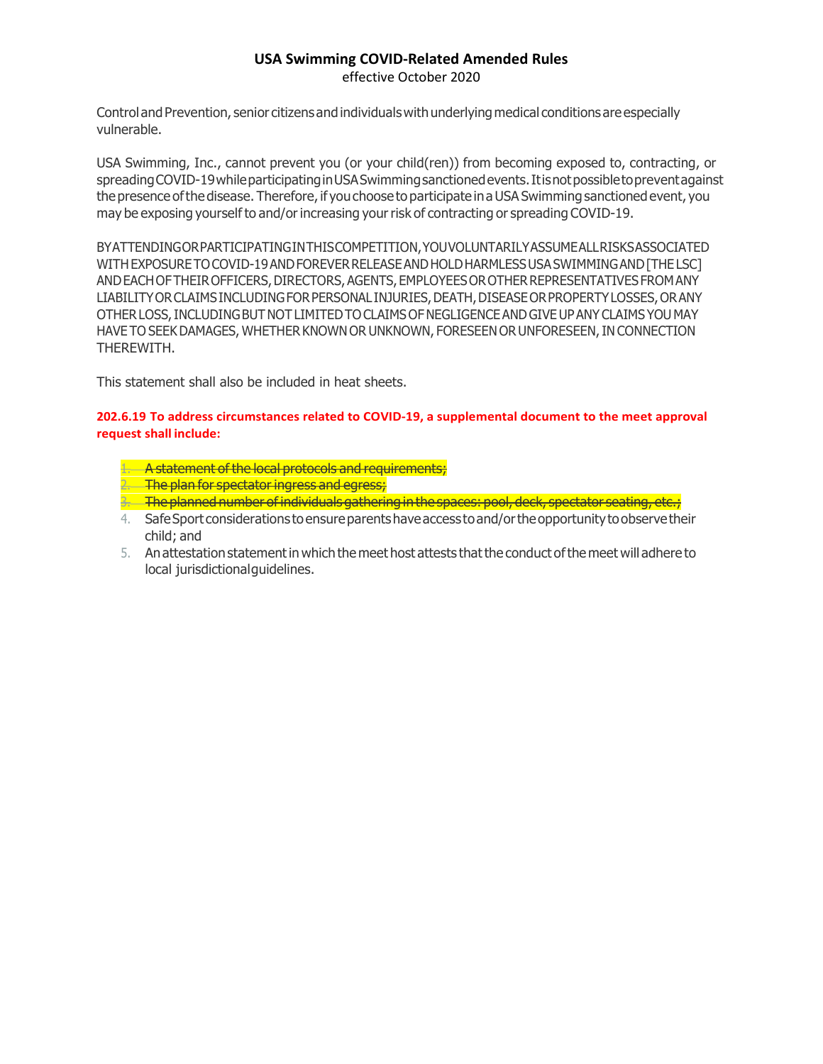Control and Prevention, senior citizens and individuals with underlying medical conditions are especially vulnerable.

USA Swimming, Inc., cannot prevent you (or your child(ren)) from becoming exposed to, contracting, or spreading COVID-19 while participating in USA Swimming sanctioned events. It is not possible to prevent against the presence of the disease. Therefore, if you choose to participate in a USA Swimming sanctioned event, you may be exposing yourself to and/or increasing your risk of contracting or spreading COVID-19.

BY ATTENDING OR PARTICIPATING IN THIS COMPETITION, YOU VOLUNTARILY ASSUME ALL RISKS ASSOCIATED WITH EXPOSURE TO COVID-19 AND FOREVER RELEASE AND HOLD HARMLESS USA SWIMMING AND [THE LSC] AND EACH OF THEIR OFFICERS, DIRECTORS, AGENTS, EMPLOYEES OR OTHER REPRESENTATIVES FROM ANY LIABILITY OR CLAIMS INCLUDING FOR PERSONAL INJURIES, DEATH, DISEASE OR PROPERTY LOSSES, OR ANY OTHER LOSS, INCLUDING BUT NOT LIMITED TO CLAIMS OF NEGLIGENCE AND GIVE UP ANY CLAIMS YOU MAY HAVE TO SEEK DAMAGES, WHETHER KNOWN OR UNKNOWN, FORESEEN OR UNFORESEEN, IN CONNECTION THEREWITH.

This statement shall also be included in heat sheets.

**202.6.19 To address circumstances related to COVID-19, a supplemental document to the meet approval request shall include:**

1. ~~A statement of the local protocols and requirements;~~
2. ~~The plan for spectator ingress and egress;~~
3. ~~The planned number of individuals gathering in the spaces: pool, deck, spectator seating, etc.;~~
4. Safe Sport considerations to ensure parents have access to and/or the opportunity to observe their child; and
5. An attestation statement in which the meet host attests that the conduct of the meet will adhere to local jurisdictional guidelines.